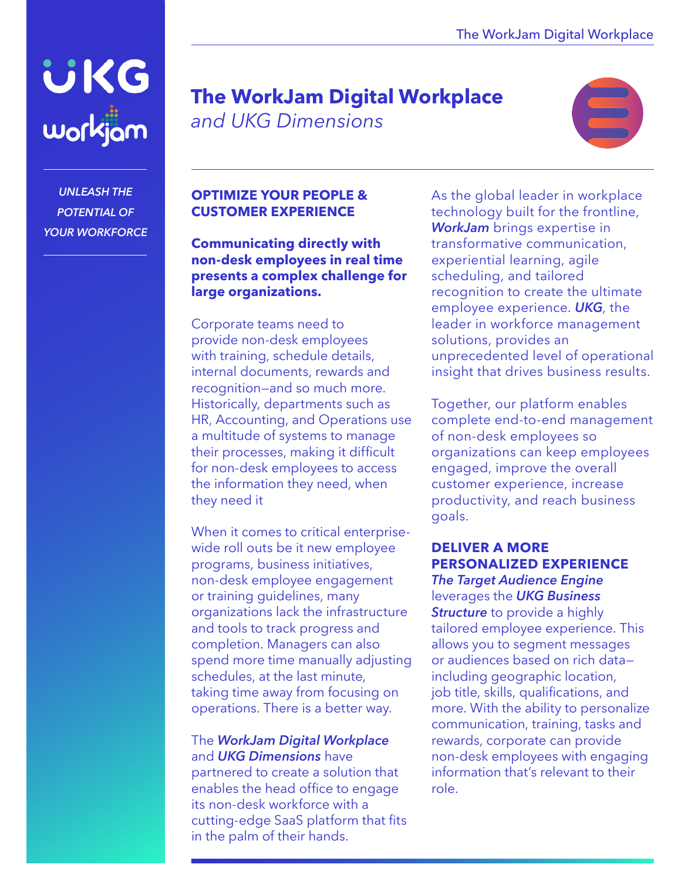UNLEASH THE POTENTIAL OF YOUR WORKFORCE

# The WorkJam Digital Workplace

*and UKG Dimensions*

## OPTIMIZE YOUR PEOPLE & CUSTOMER EXPERIENCE

**Communicating directly with non-desk employees in real time presents a complex challenge for large organizations.**

Corporate teams need to provide non-desk employees with training, schedule details, internal documents, rewards and recognition—and so much more. Historically, departments such as HR, Accounting, and Operations use a multitude of systems to manage their processes, making it difficult for non-desk employees to access the information they need, when they need it

When it comes to critical enterprise-wide roll outs be it new employee programs, business initiatives, non-desk employee engagement or training guidelines, many organizations lack the infrastructure and tools to track progress and completion. Managers can also spend more time manually adjusting schedules, at the last minute, taking time away from focusing on operations. There is a better way.

The ***WorkJam Digital Workplace*** and ***UKG Dimensions*** have partnered to create a solution that enables the head office to engage its non-desk workforce with a cutting-edge SaaS platform that fits in the palm of their hands.

As the global leader in workplace technology built for the frontline, ***WorkJam*** brings expertise in transformative communication, experiential learning, agile scheduling, and tailored recognition to create the ultimate employee experience. ***UKG***, the leader in workforce management solutions, provides an unprecedented level of operational insight that drives business results.

Together, our platform enables complete end-to-end management of non-desk employees so organizations can keep employees engaged, improve the overall customer experience, increase productivity, and reach business goals.

## DELIVER A MORE PERSONALIZED EXPERIENCE

***The Target Audience Engine*** leverages the ***UKG Business Structure*** to provide a highly tailored employee experience. This allows you to segment messages or audiences based on rich data—including geographic location, job title, skills, qualifications, and more. With the ability to personalize communication, training, tasks and rewards, corporate can provide non-desk employees with engaging information that's relevant to their role.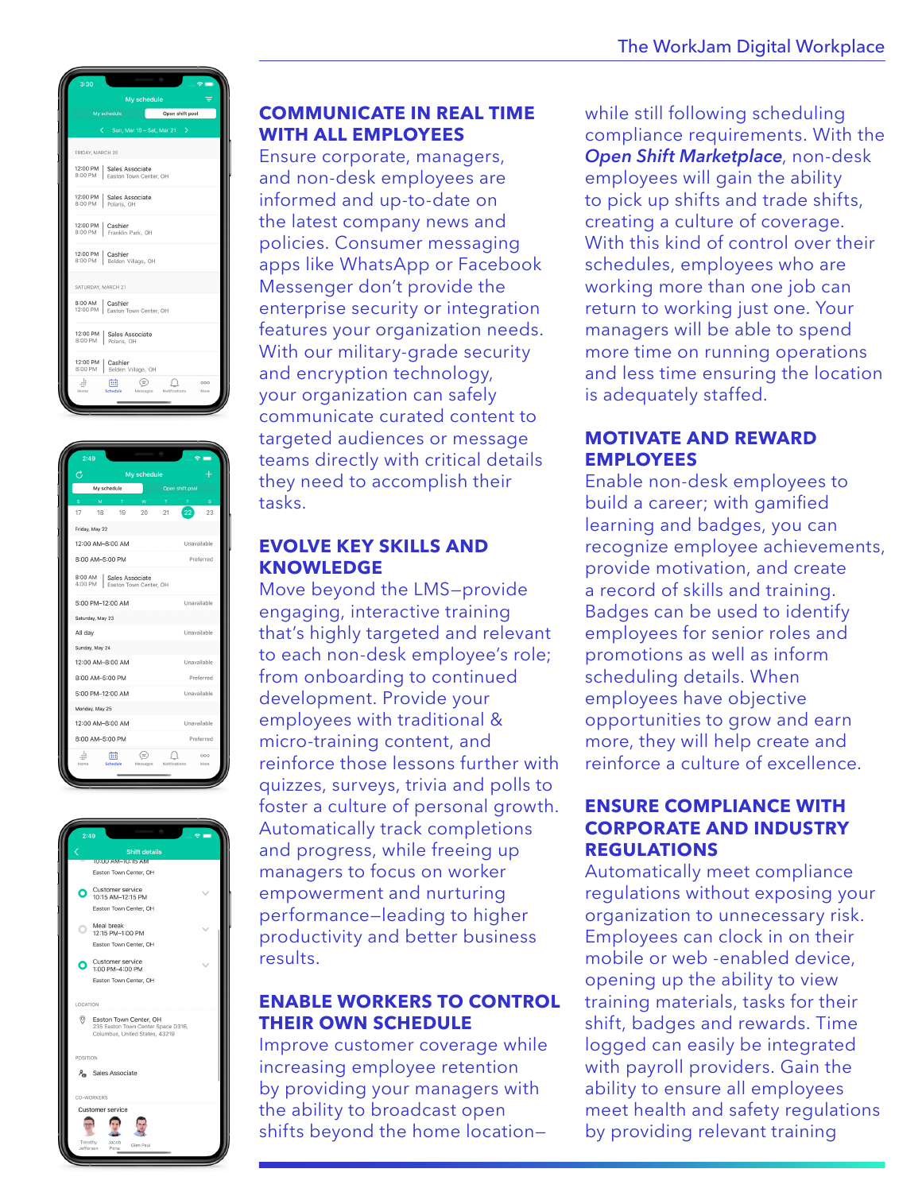## COMMUNICATE IN REAL TIME WITH ALL EMPLOYEES

Ensure corporate, managers, and non-desk employees are informed and up-to-date on the latest company news and policies. Consumer messaging apps like WhatsApp or Facebook Messenger don't provide the enterprise security or integration features your organization needs. With our military-grade security and encryption technology, your organization can safely communicate curated content to targeted audiences or message teams directly with critical details they need to accomplish their tasks.

## EVOLVE KEY SKILLS AND KNOWLEDGE

Move beyond the LMS—provide engaging, interactive training that's highly targeted and relevant to each non-desk employee's role; from onboarding to continued development. Provide your employees with traditional & micro-training content, and reinforce those lessons further with quizzes, surveys, trivia and polls to foster a culture of personal growth. Automatically track completions and progress, while freeing up managers to focus on worker empowerment and nurturing performance—leading to higher productivity and better business results.

## ENABLE WORKERS TO CONTROL THEIR OWN SCHEDULE

Improve customer coverage while increasing employee retention by providing your managers with the ability to broadcast open shifts beyond the home location—while still following scheduling compliance requirements. With the ***Open Shift Marketplace***, non-desk employees will gain the ability to pick up shifts and trade shifts, creating a culture of coverage. With this kind of control over their schedules, employees who are working more than one job can return to working just one. Your managers will be able to spend more time on running operations and less time ensuring the location is adequately staffed.

## MOTIVATE AND REWARD EMPLOYEES

Enable non-desk employees to build a career; with gamified learning and badges, you can recognize employee achievements, provide motivation, and create a record of skills and training. Badges can be used to identify employees for senior roles and promotions as well as inform scheduling details. When employees have objective opportunities to grow and earn more, they will help create and reinforce a culture of excellence.

## ENSURE COMPLIANCE WITH CORPORATE AND INDUSTRY REGULATIONS

Automatically meet compliance regulations without exposing your organization to unnecessary risk. Employees can clock in on their mobile or web -enabled device, opening up the ability to view training materials, tasks for their shift, badges and rewards. Time logged can easily be integrated with payroll providers. Gain the ability to ensure all employees meet health and safety regulations by providing relevant training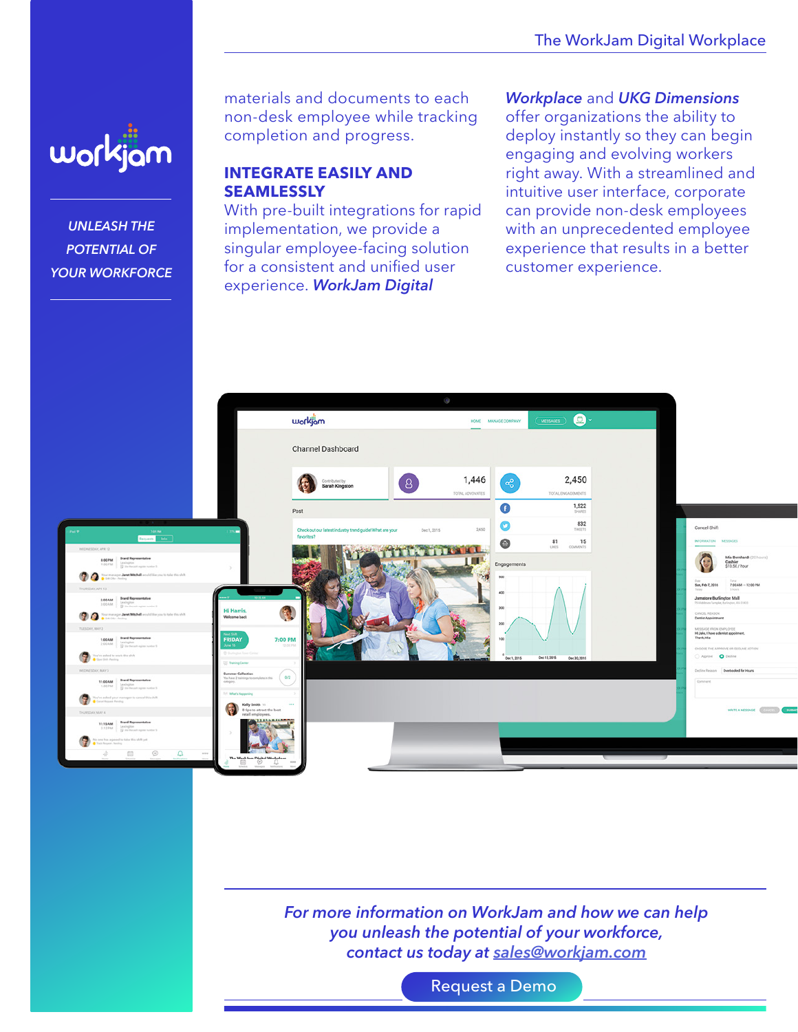materials and documents to each non-desk employee while tracking completion and progress.

## INTEGRATE EASILY AND SEAMLESSLY

With pre-built integrations for rapid implementation, we provide a singular employee-facing solution for a consistent and unified user experience. ***WorkJam Digital Workplace*** and ***UKG Dimensions*** offer organizations the ability to deploy instantly so they can begin engaging and evolving workers right away. With a streamlined and intuitive user interface, corporate can provide non-desk employees with an unprecedented employee experience that results in a better customer experience.

*For more information on WorkJam and how we can help you unleash the potential of your workforce, contact us today at sales@workjam.com*

Request a Demo